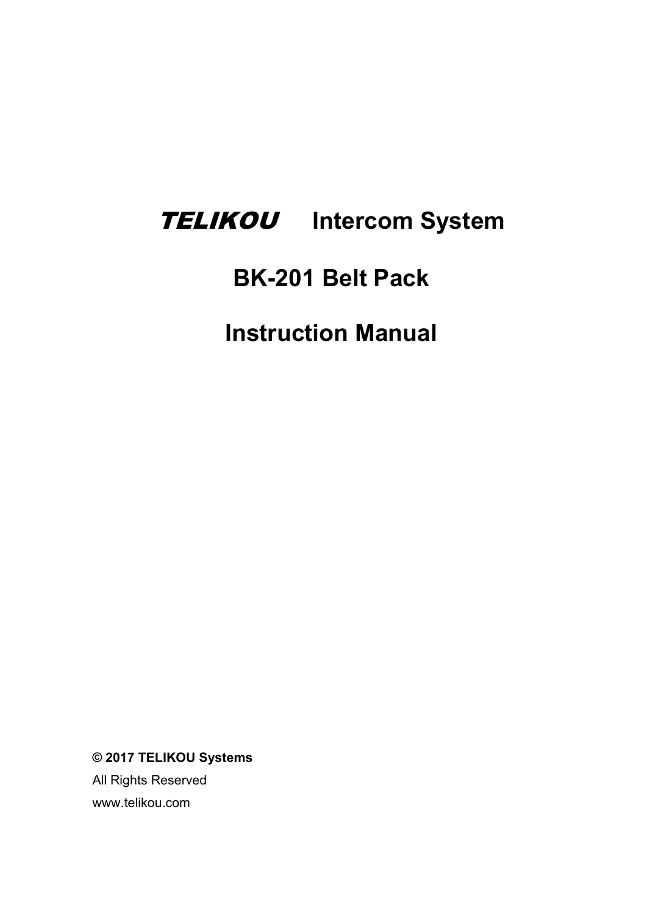# *TELIKOU* Intercom System

# BK-201 Belt Pack

# Instruction Manual

**© 2017 TELIKOU Systems**

All Rights Reserved

www.telikou.com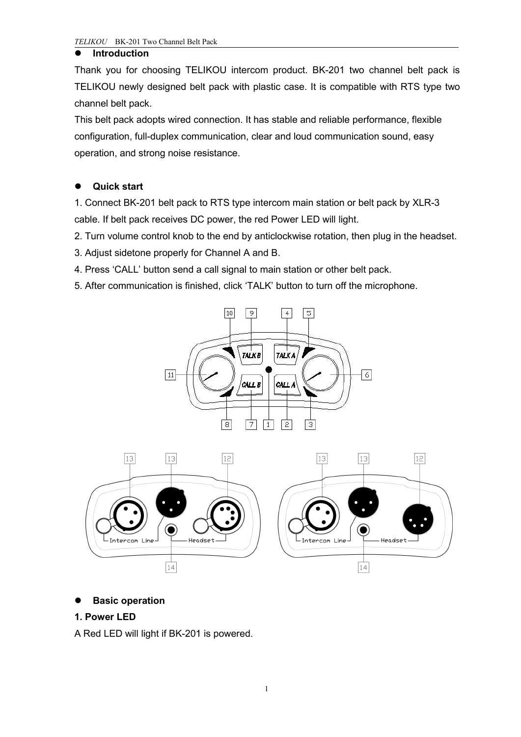- **Introduction**

Thank you for choosing TELIKOU intercom product. BK-201 two channel belt pack is TELIKOU newly designed belt pack with plastic case. It is compatible with RTS type two channel belt pack.

This belt pack adopts wired connection. It has stable and reliable performance, flexible configuration, full-duplex communication, clear and loud communication sound, easy operation, and strong noise resistance.

- **Quick start**

1. Connect BK-201 belt pack to RTS type intercom main station or belt pack by XLR-3 cable. If belt pack receives DC power, the red Power LED will light.
2. Turn volume control knob to the end by anticlockwise rotation, then plug in the headset.
3. Adjust sidetone properly for Channel A and B.
4. Press 'CALL' button send a call signal to main station or other belt pack.
5. After communication is finished, click 'TALK' button to turn off the microphone.

- **Basic operation**

**1. Power LED**

A Red LED will light if BK-201 is powered.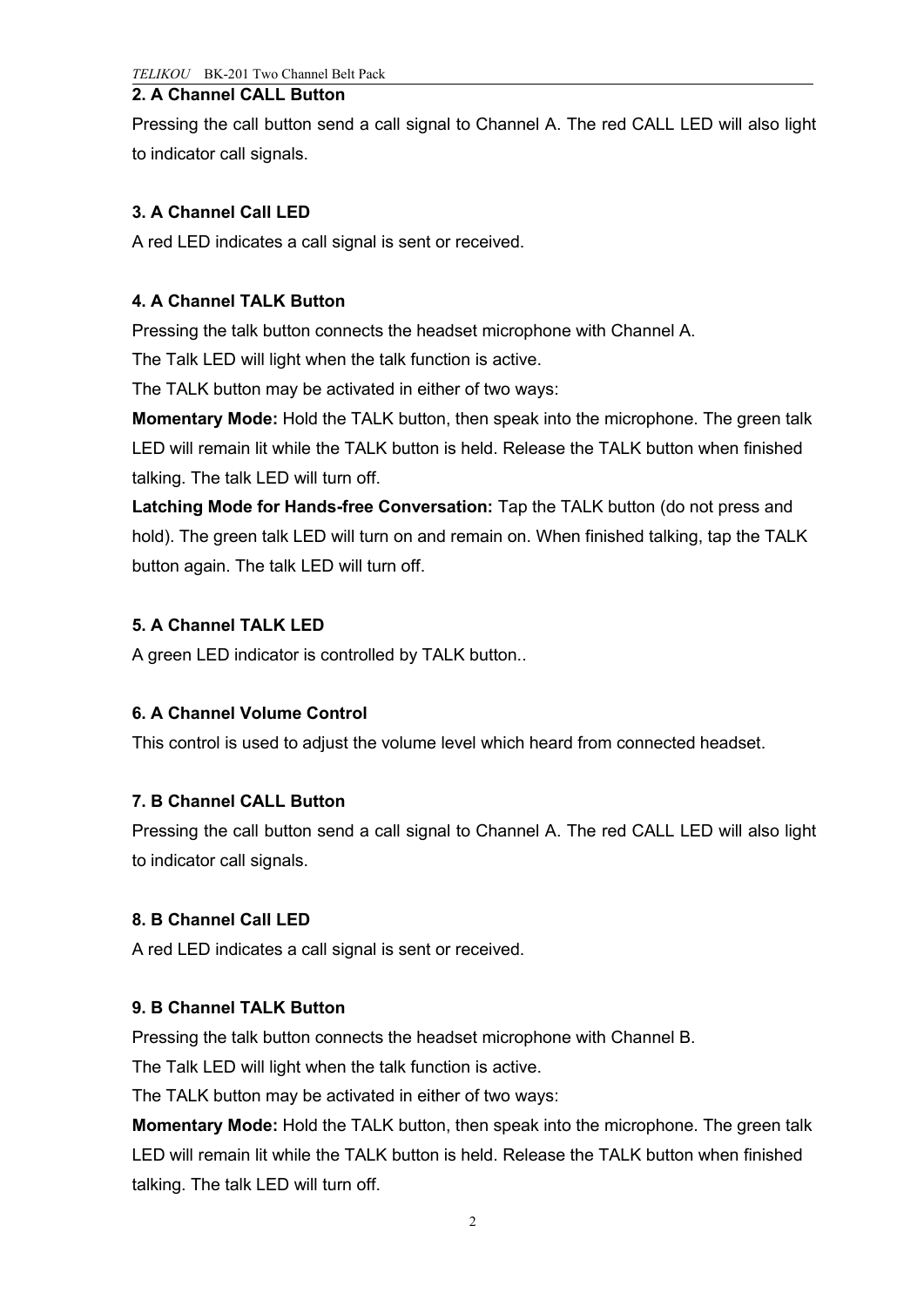**2. A Channel CALL Button**

Pressing the call button send a call signal to Channel A. The red CALL LED will also light to indicator call signals.

**3. A Channel Call LED**

A red LED indicates a call signal is sent or received.

**4. A Channel TALK Button**

Pressing the talk button connects the headset microphone with Channel A.

The Talk LED will light when the talk function is active.

The TALK button may be activated in either of two ways:

**Momentary Mode:** Hold the TALK button, then speak into the microphone. The green talk LED will remain lit while the TALK button is held. Release the TALK button when finished talking. The talk LED will turn off.

**Latching Mode for Hands-free Conversation:** Tap the TALK button (do not press and hold). The green talk LED will turn on and remain on. When finished talking, tap the TALK button again. The talk LED will turn off.

**5. A Channel TALK LED**

A green LED indicator is controlled by TALK button..

**6. A Channel Volume Control**

This control is used to adjust the volume level which heard from connected headset.

**7. B Channel CALL Button**

Pressing the call button send a call signal to Channel A. The red CALL LED will also light to indicator call signals.

**8. B Channel Call LED**

A red LED indicates a call signal is sent or received.

**9. B Channel TALK Button**

Pressing the talk button connects the headset microphone with Channel B.

The Talk LED will light when the talk function is active.

The TALK button may be activated in either of two ways:

**Momentary Mode:** Hold the TALK button, then speak into the microphone. The green talk LED will remain lit while the TALK button is held. Release the TALK button when finished talking. The talk LED will turn off.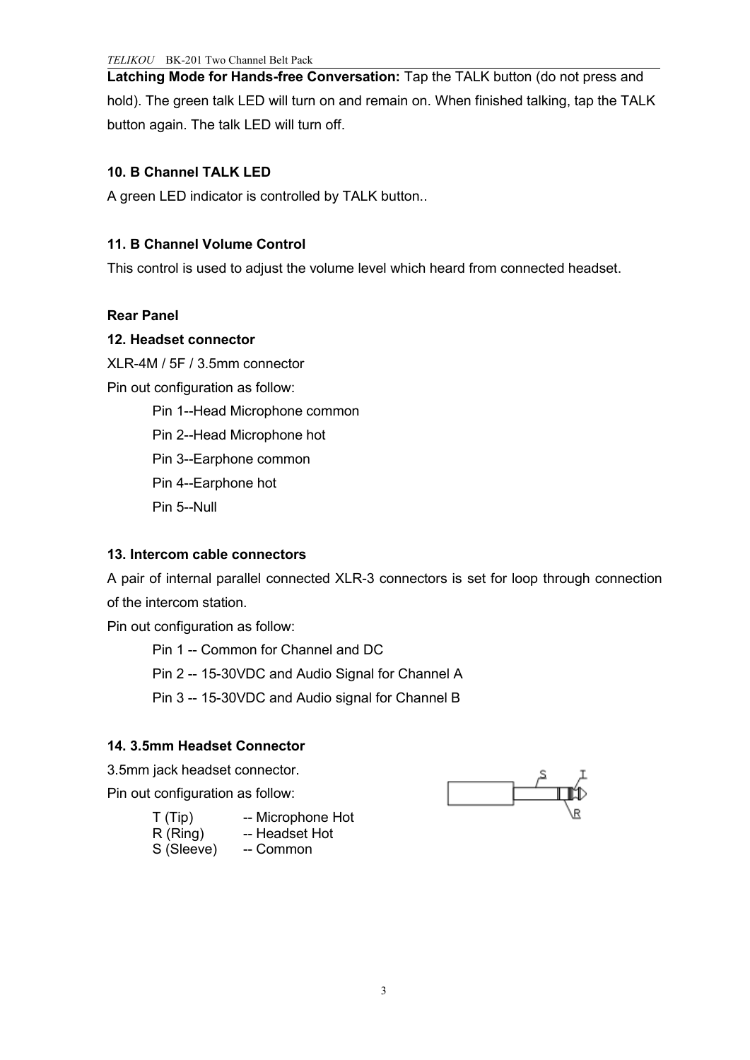**Latching Mode for Hands-free Conversation:** Tap the TALK button (do not press and hold). The green talk LED will turn on and remain on. When finished talking, tap the TALK button again. The talk LED will turn off.

**10. B Channel TALK LED**

A green LED indicator is controlled by TALK button..

**11. B Channel Volume Control**

This control is used to adjust the volume level which heard from connected headset.

**Rear Panel**

**12. Headset connector**

XLR-4M / 5F / 3.5mm connector

Pin out configuration as follow:

Pin 1--Head Microphone common

Pin 2--Head Microphone hot

Pin 3--Earphone common

Pin 4--Earphone hot

Pin 5--Null

**13. Intercom cable connectors**

A pair of internal parallel connected XLR-3 connectors is set for loop through connection of the intercom station.

Pin out configuration as follow:

Pin 1 -- Common for Channel and DC

Pin 2 -- 15-30VDC and Audio Signal for Channel A

Pin 3 -- 15-30VDC and Audio signal for Channel B

**14. 3.5mm Headset Connector**

3.5mm jack headset connector.

Pin out configuration as follow:

T (Tip) -- Microphone Hot
R (Ring) -- Headset Hot
S (Sleeve) -- Common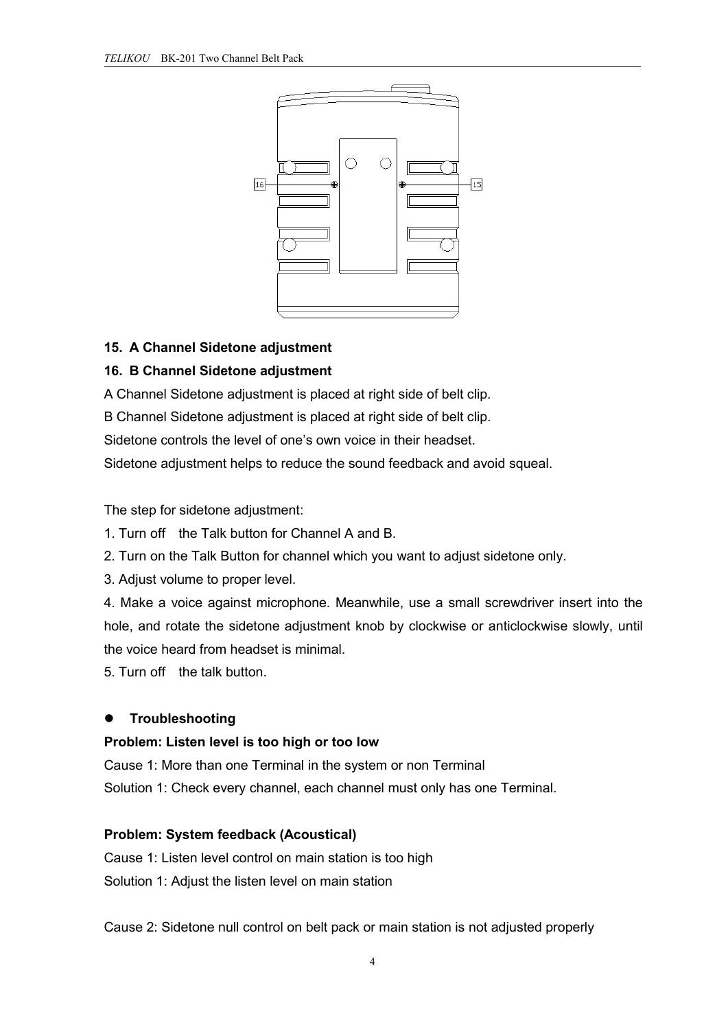**15. A Channel Sidetone adjustment**

**16. B Channel Sidetone adjustment**

A Channel Sidetone adjustment is placed at right side of belt clip.

B Channel Sidetone adjustment is placed at right side of belt clip.

Sidetone controls the level of one's own voice in their headset.

Sidetone adjustment helps to reduce the sound feedback and avoid squeal.

The step for sidetone adjustment:

1. Turn off the Talk button for Channel A and B.
2. Turn on the Talk Button for channel which you want to adjust sidetone only.
3. Adjust volume to proper level.
4. Make a voice against microphone. Meanwhile, use a small screwdriver insert into the hole, and rotate the sidetone adjustment knob by clockwise or anticlockwise slowly, until the voice heard from headset is minimal.
5. Turn off the talk button.

- **Troubleshooting**

**Problem: Listen level is too high or too low**

Cause 1: More than one Terminal in the system or non Terminal

Solution 1: Check every channel, each channel must only has one Terminal.

**Problem: System feedback (Acoustical)**

Cause 1: Listen level control on main station is too high

Solution 1: Adjust the listen level on main station

Cause 2: Sidetone null control on belt pack or main station is not adjusted properly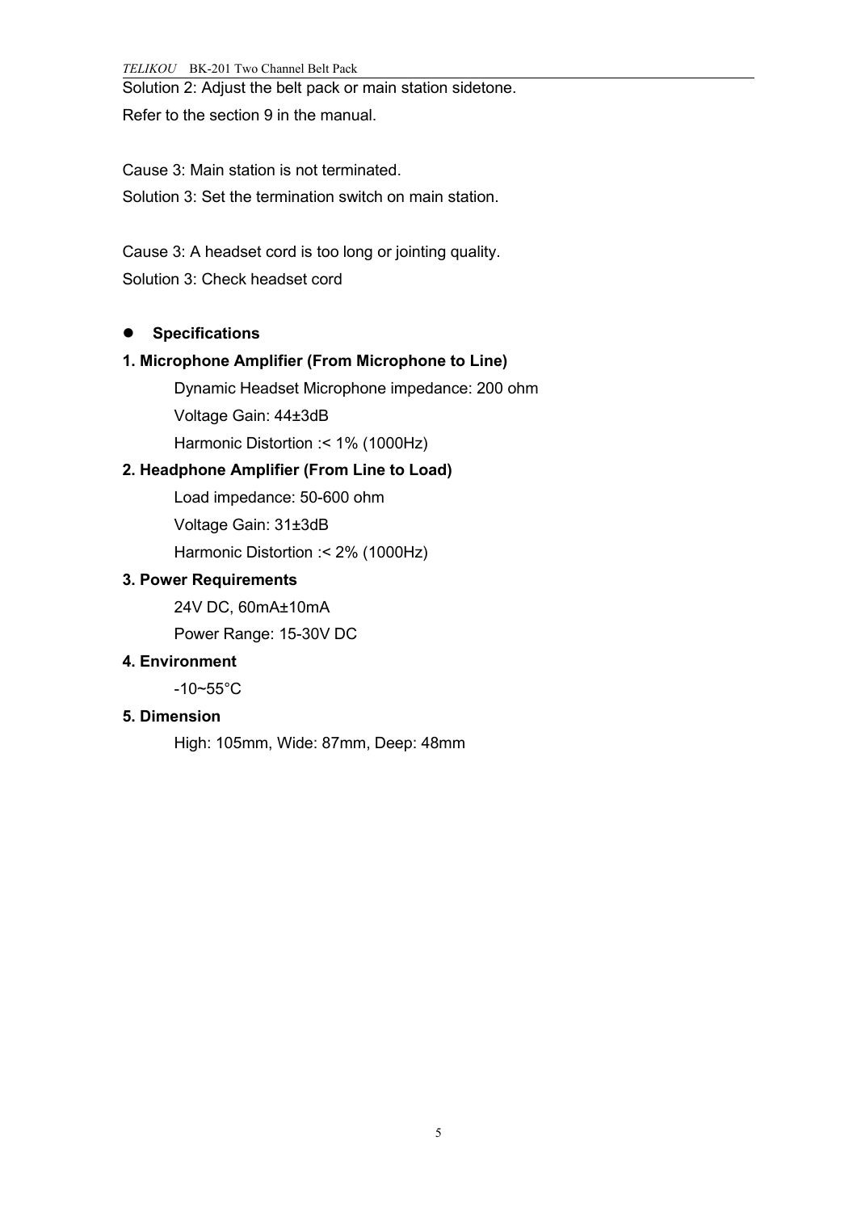Solution 2: Adjust the belt pack or main station sidetone.

Refer to the section 9 in the manual.

Cause 3: Main station is not terminated.

Solution 3: Set the termination switch on main station.

Cause 3: A headset cord is too long or jointing quality.

Solution 3: Check headset cord

- **Specifications**

**1. Microphone Amplifier (From Microphone to Line)**

Dynamic Headset Microphone impedance: 200 ohm

Voltage Gain: 44±3dB

Harmonic Distortion :< 1% (1000Hz)

**2. Headphone Amplifier (From Line to Load)**

Load impedance: 50-600 ohm

Voltage Gain: 31±3dB

Harmonic Distortion :< 2% (1000Hz)

**3. Power Requirements**

24V DC, 60mA±10mA

Power Range: 15-30V DC

**4. Environment**

-10~55°C

**5. Dimension**

High: 105mm, Wide: 87mm, Deep: 48mm